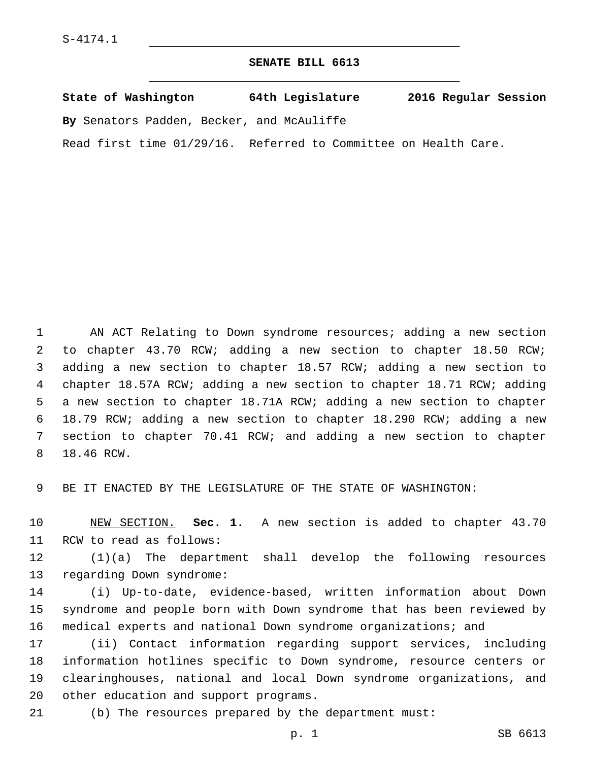S-4174.1

# SENATE BILL 6613

**State of Washington 64th Legislature 2016 Regular Session**

**By** Senators Padden, Becker, and McAuliffe

Read first time 01/29/16. Referred to Committee on Health Care.

AN ACT Relating to Down syndrome resources; adding a new section to chapter 43.70 RCW; adding a new section to chapter 18.50 RCW; adding a new section to chapter 18.57 RCW; adding a new section to chapter 18.57A RCW; adding a new section to chapter 18.71 RCW; adding a new section to chapter 18.71A RCW; adding a new section to chapter 18.79 RCW; adding a new section to chapter 18.290 RCW; adding a new section to chapter 70.41 RCW; and adding a new section to chapter 18.46 RCW.

BE IT ENACTED BY THE LEGISLATURE OF THE STATE OF WASHINGTON:

NEW SECTION. **Sec. 1.** A new section is added to chapter 43.70 RCW to read as follows:

(1)(a) The department shall develop the following resources regarding Down syndrome:

(i) Up-to-date, evidence-based, written information about Down syndrome and people born with Down syndrome that has been reviewed by medical experts and national Down syndrome organizations; and

(ii) Contact information regarding support services, including information hotlines specific to Down syndrome, resource centers or clearinghouses, national and local Down syndrome organizations, and other education and support programs.

(b) The resources prepared by the department must: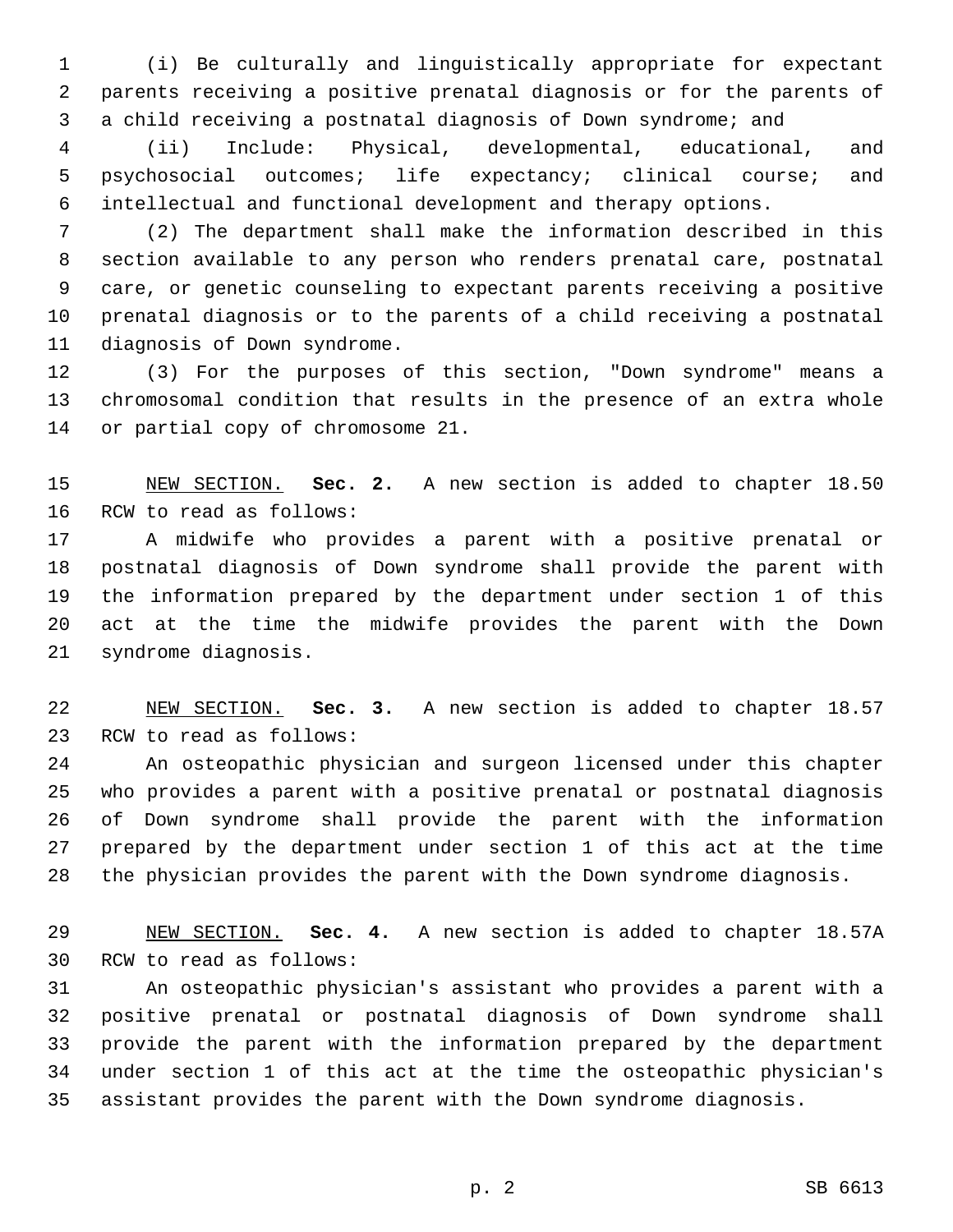(i) Be culturally and linguistically appropriate for expectant parents receiving a positive prenatal diagnosis or for the parents of a child receiving a postnatal diagnosis of Down syndrome; and

(ii) Include: Physical, developmental, educational, and psychosocial outcomes; life expectancy; clinical course; and intellectual and functional development and therapy options.

(2) The department shall make the information described in this section available to any person who renders prenatal care, postnatal care, or genetic counseling to expectant parents receiving a positive prenatal diagnosis or to the parents of a child receiving a postnatal diagnosis of Down syndrome.

(3) For the purposes of this section, "Down syndrome" means a chromosomal condition that results in the presence of an extra whole or partial copy of chromosome 21.

NEW SECTION. **Sec. 2.** A new section is added to chapter 18.50 RCW to read as follows:

A midwife who provides a parent with a positive prenatal or postnatal diagnosis of Down syndrome shall provide the parent with the information prepared by the department under section 1 of this act at the time the midwife provides the parent with the Down syndrome diagnosis.

NEW SECTION. **Sec. 3.** A new section is added to chapter 18.57 RCW to read as follows:

An osteopathic physician and surgeon licensed under this chapter who provides a parent with a positive prenatal or postnatal diagnosis of Down syndrome shall provide the parent with the information prepared by the department under section 1 of this act at the time the physician provides the parent with the Down syndrome diagnosis.

NEW SECTION. **Sec. 4.** A new section is added to chapter 18.57A RCW to read as follows:

An osteopathic physician's assistant who provides a parent with a positive prenatal or postnatal diagnosis of Down syndrome shall provide the parent with the information prepared by the department under section 1 of this act at the time the osteopathic physician's assistant provides the parent with the Down syndrome diagnosis.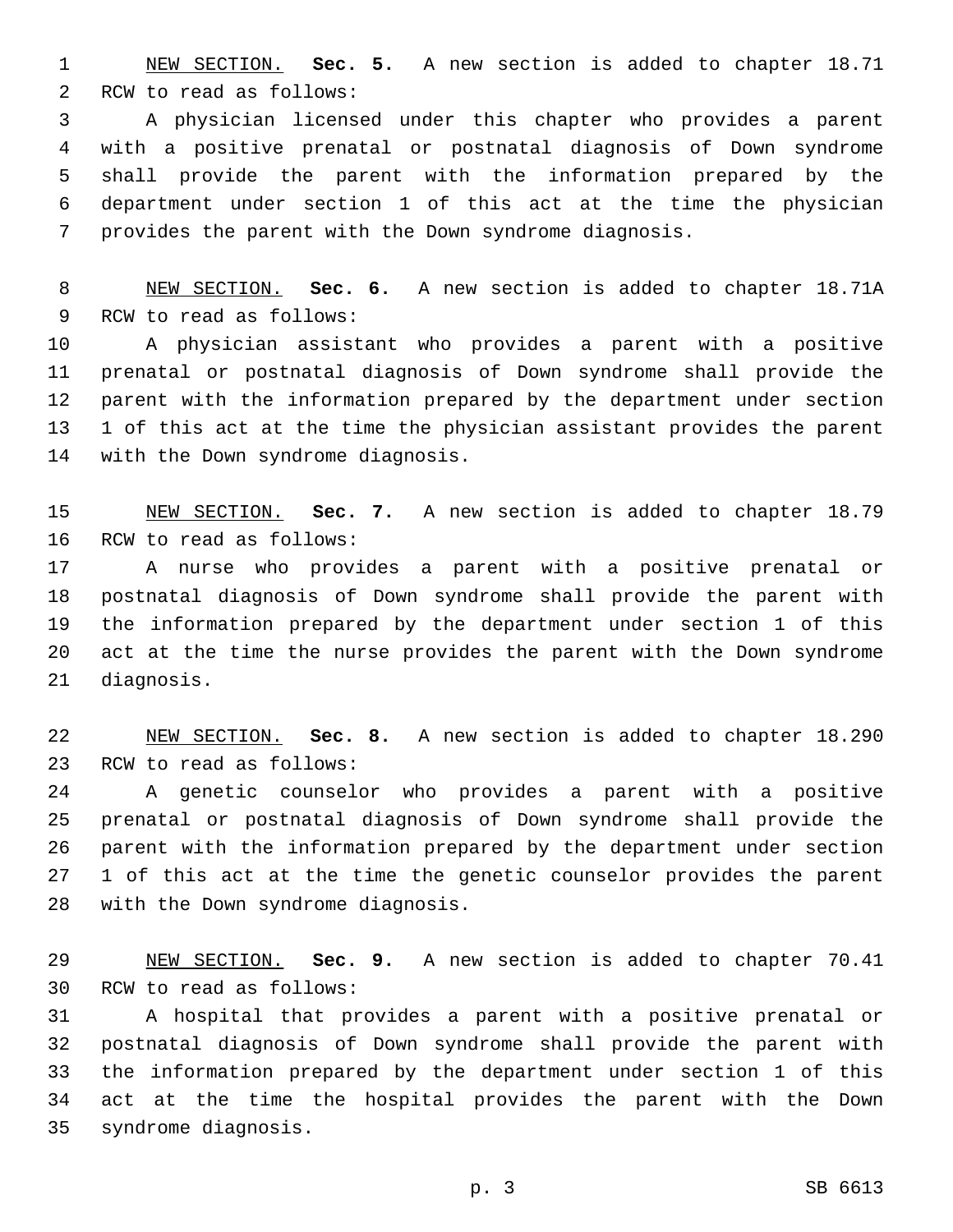NEW SECTION. **Sec. 5.** A new section is added to chapter 18.71 RCW to read as follows:

A physician licensed under this chapter who provides a parent with a positive prenatal or postnatal diagnosis of Down syndrome shall provide the parent with the information prepared by the department under section 1 of this act at the time the physician provides the parent with the Down syndrome diagnosis.

NEW SECTION. **Sec. 6.** A new section is added to chapter 18.71A RCW to read as follows:

A physician assistant who provides a parent with a positive prenatal or postnatal diagnosis of Down syndrome shall provide the parent with the information prepared by the department under section 1 of this act at the time the physician assistant provides the parent with the Down syndrome diagnosis.

NEW SECTION. **Sec. 7.** A new section is added to chapter 18.79 RCW to read as follows:

A nurse who provides a parent with a positive prenatal or postnatal diagnosis of Down syndrome shall provide the parent with the information prepared by the department under section 1 of this act at the time the nurse provides the parent with the Down syndrome diagnosis.

NEW SECTION. **Sec. 8.** A new section is added to chapter 18.290 RCW to read as follows:

A genetic counselor who provides a parent with a positive prenatal or postnatal diagnosis of Down syndrome shall provide the parent with the information prepared by the department under section 1 of this act at the time the genetic counselor provides the parent with the Down syndrome diagnosis.

NEW SECTION. **Sec. 9.** A new section is added to chapter 70.41 RCW to read as follows:

A hospital that provides a parent with a positive prenatal or postnatal diagnosis of Down syndrome shall provide the parent with the information prepared by the department under section 1 of this act at the time the hospital provides the parent with the Down syndrome diagnosis.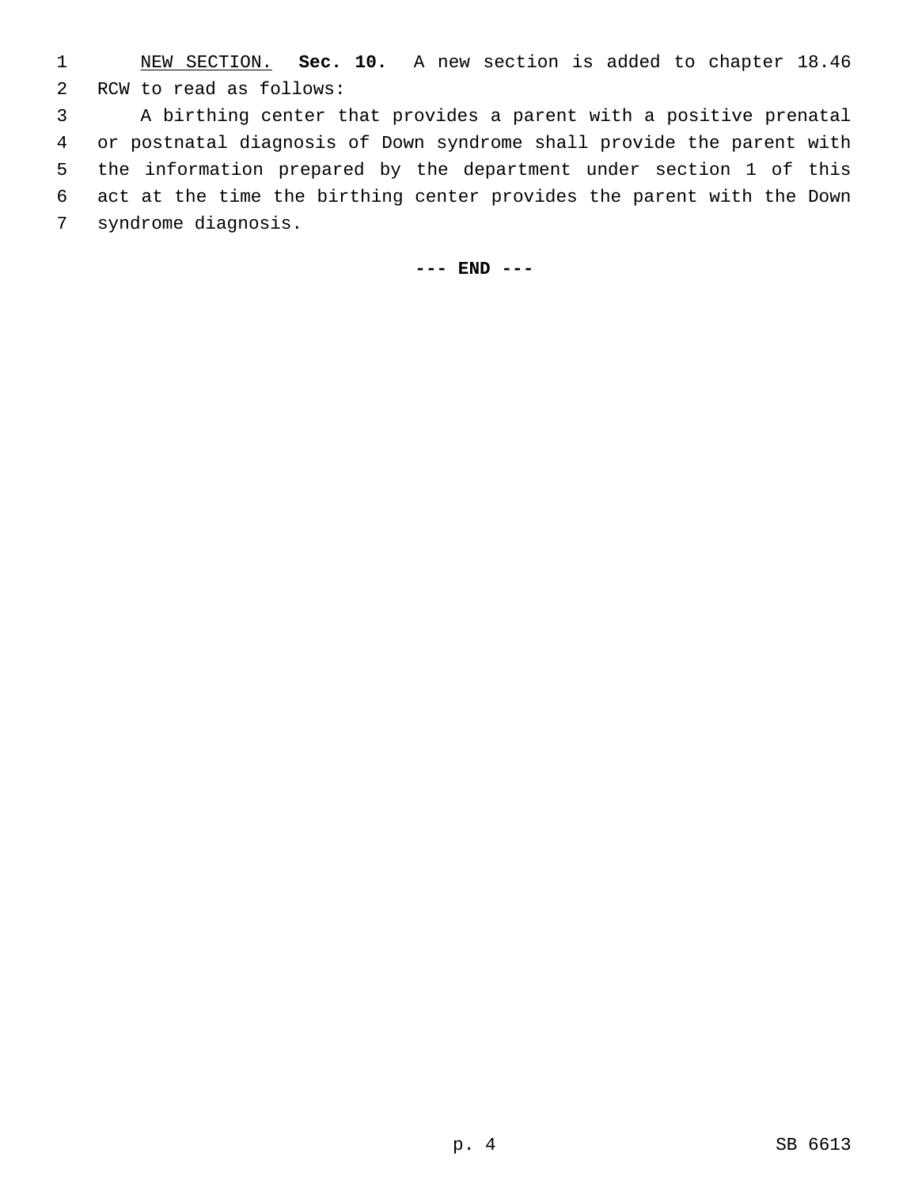NEW SECTION. **Sec. 10.** A new section is added to chapter 18.46 RCW to read as follows:

A birthing center that provides a parent with a positive prenatal or postnatal diagnosis of Down syndrome shall provide the parent with the information prepared by the department under section 1 of this act at the time the birthing center provides the parent with the Down syndrome diagnosis.

**--- END ---**